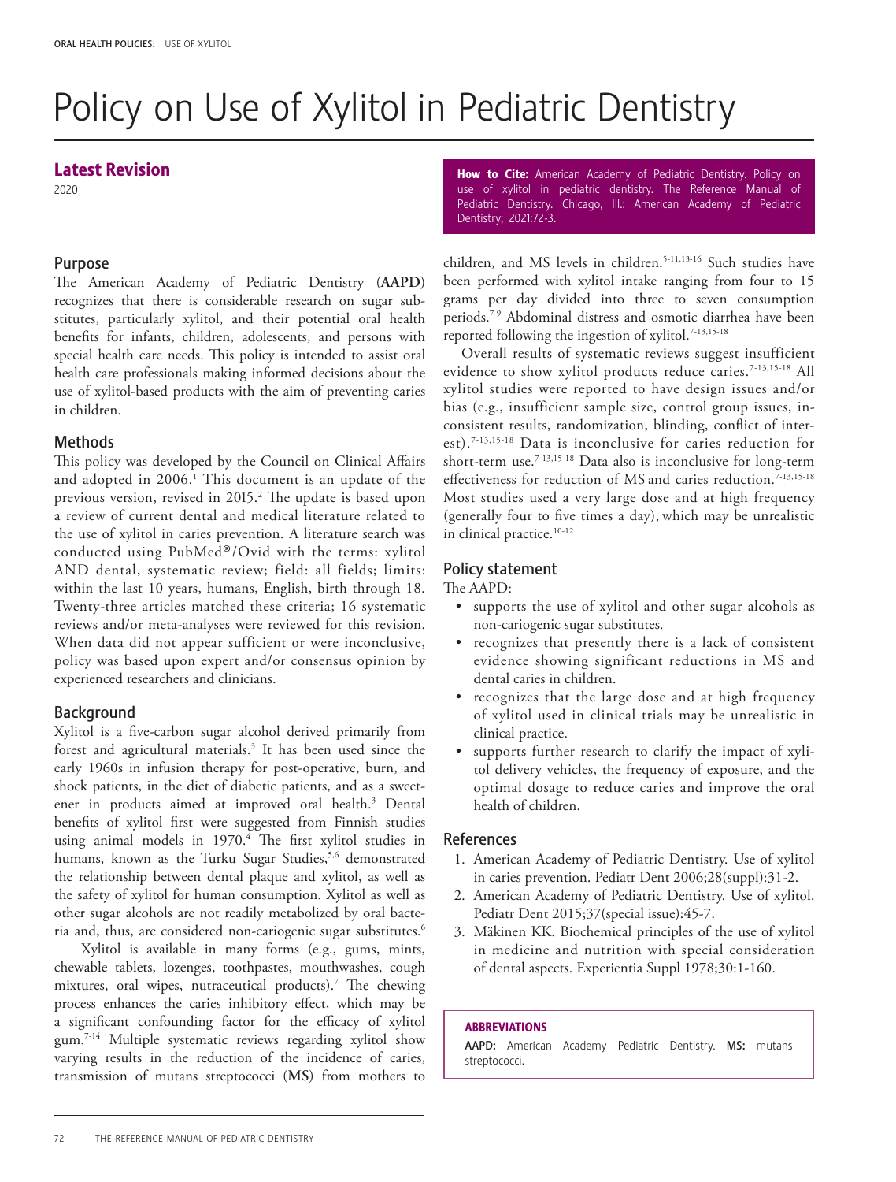# Policy on Use of Xylitol in Pediatric Dentistry

## Latest Revision

2020

**How to Cite:** American Academy of Pediatric Dentistry. Policy on use of xylitol in pediatric dentistry. The Reference Manual of Pediatric Dentistry. Chicago, Ill.: American Academy of Pediatric Dentistry; 2021:72-3.

## Purpose

The American Academy of Pediatric Dentistry (**AAPD**) recognizes that there is considerable research on sugar substitutes, particularly xylitol, and their potential oral health benefits for infants, children, adolescents, and persons with special health care needs. This policy is intended to assist oral health care professionals making informed decisions about the use of xylitol-based products with the aim of preventing caries in children.

## Methods

This policy was developed by the Council on Clinical Affairs and adopted in 2006.[1] This document is an update of the previous version, revised in 2015.[2] The update is based upon a review of current dental and medical literature related to the use of xylitol in caries prevention. A literature search was conducted using PubMed®/Ovid with the terms: xylitol AND dental, systematic review; field: all fields; limits: within the last 10 years, humans, English, birth through 18. Twenty-three articles matched these criteria; 16 systematic reviews and/or meta-analyses were reviewed for this revision. When data did not appear sufficient or were inconclusive, policy was based upon expert and/or consensus opinion by experienced researchers and clinicians.

## Background

Xylitol is a five-carbon sugar alcohol derived primarily from forest and agricultural materials.[3] It has been used since the early 1960s in infusion therapy for post-operative, burn, and shock patients, in the diet of diabetic patients, and as a sweetener in products aimed at improved oral health.[3] Dental benefits of xylitol first were suggested from Finnish studies using animal models in 1970.[4] The first xylitol studies in humans, known as the Turku Sugar Studies,[5,6] demonstrated the relationship between dental plaque and xylitol, as well as the safety of xylitol for human consumption. Xylitol as well as other sugar alcohols are not readily metabolized by oral bacteria and, thus, are considered non-cariogenic sugar substitutes.[6]

Xylitol is available in many forms (e.g., gums, mints, chewable tablets, lozenges, toothpastes, mouthwashes, cough mixtures, oral wipes, nutraceutical products).[7] The chewing process enhances the caries inhibitory effect, which may be a significant confounding factor for the efficacy of xylitol gum.[7-14] Multiple systematic reviews regarding xylitol show varying results in the reduction of the incidence of caries, transmission of mutans streptococci (**MS**) from mothers to children, and MS levels in children.[5-11,13-16] Such studies have been performed with xylitol intake ranging from four to 15 grams per day divided into three to seven consumption periods.[7-9] Abdominal distress and osmotic diarrhea have been reported following the ingestion of xylitol.[7-13,15-18]

Overall results of systematic reviews suggest insufficient evidence to show xylitol products reduce caries.[7-13,15-18] All xylitol studies were reported to have design issues and/or bias (e.g., insufficient sample size, control group issues, inconsistent results, randomization, blinding, conflict of interest).[7-13,15-18] Data is inconclusive for caries reduction for short-term use.[7-13,15-18] Data also is inconclusive for long-term effectiveness for reduction of MS and caries reduction.[7-13,15-18] Most studies used a very large dose and at high frequency (generally four to five times a day), which may be unrealistic in clinical practice.[10-12]

## Policy statement

The AAPD:

- supports the use of xylitol and other sugar alcohols as non-cariogenic sugar substitutes.
- recognizes that presently there is a lack of consistent evidence showing significant reductions in MS and dental caries in children.
- recognizes that the large dose and at high frequency of xylitol used in clinical trials may be unrealistic in clinical practice.
- supports further research to clarify the impact of xylitol delivery vehicles, the frequency of exposure, and the optimal dosage to reduce caries and improve the oral health of children.

## References

1. American Academy of Pediatric Dentistry. Use of xylitol in caries prevention. Pediatr Dent 2006;28(suppl):31-2.
2. American Academy of Pediatric Dentistry. Use of xylitol. Pediatr Dent 2015;37(special issue):45-7.
3. Mäkinen KK. Biochemical principles of the use of xylitol in medicine and nutrition with special consideration of dental aspects. Experientia Suppl 1978;30:1-160.

**ABBREVIATIONS**

**AAPD:** American Academy Pediatric Dentistry. **MS:** mutans streptococci.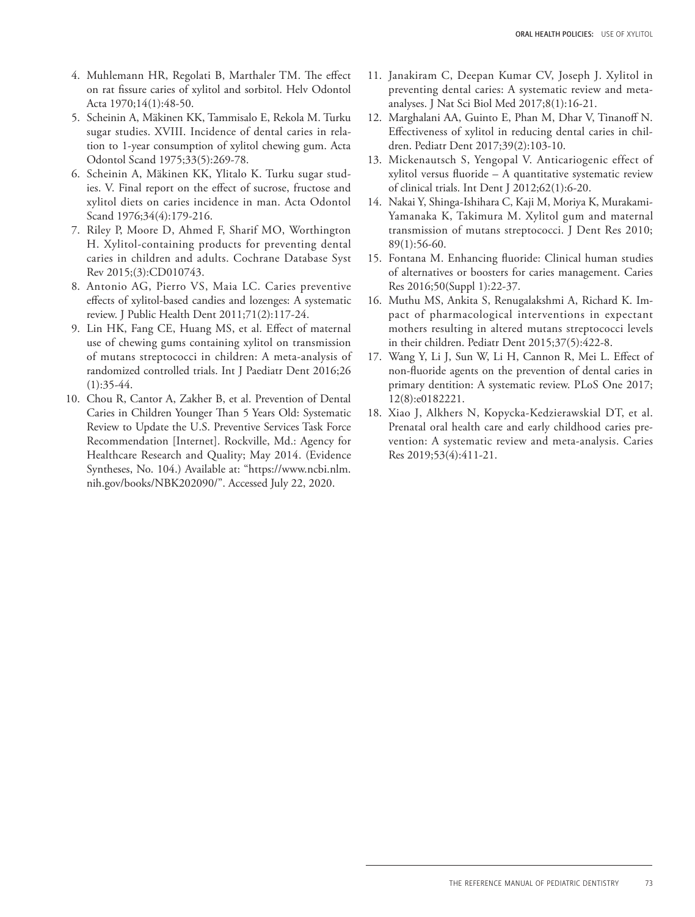4. Muhlemann HR, Regolati B, Marthaler TM. The effect on rat fissure caries of xylitol and sorbitol. Helv Odontol Acta 1970;14(1):48-50.
5. Scheinin A, Mäkinen KK, Tammisalo E, Rekola M. Turku sugar studies. XVIII. Incidence of dental caries in relation to 1-year consumption of xylitol chewing gum. Acta Odontol Scand 1975;33(5):269-78.
6. Scheinin A, Mäkinen KK, Ylitalo K. Turku sugar studies. V. Final report on the effect of sucrose, fructose and xylitol diets on caries incidence in man. Acta Odontol Scand 1976;34(4):179-216.
7. Riley P, Moore D, Ahmed F, Sharif MO, Worthington H. Xylitol-containing products for preventing dental caries in children and adults. Cochrane Database Syst Rev 2015;(3):CD010743.
8. Antonio AG, Pierro VS, Maia LC. Caries preventive effects of xylitol-based candies and lozenges: A systematic review. J Public Health Dent 2011;71(2):117-24.
9. Lin HK, Fang CE, Huang MS, et al. Effect of maternal use of chewing gums containing xylitol on transmission of mutans streptococci in children: A meta-analysis of randomized controlled trials. Int J Paediatr Dent 2016;26 (1):35-44.
10. Chou R, Cantor A, Zakher B, et al. Prevention of Dental Caries in Children Younger Than 5 Years Old: Systematic Review to Update the U.S. Preventive Services Task Force Recommendation [Internet]. Rockville, Md.: Agency for Healthcare Research and Quality; May 2014. (Evidence Syntheses, No. 104.) Available at: "https://www.ncbi.nlm.nih.gov/books/NBK202090/". Accessed July 22, 2020.
11. Janakiram C, Deepan Kumar CV, Joseph J. Xylitol in preventing dental caries: A systematic review and meta-analyses. J Nat Sci Biol Med 2017;8(1):16-21.
12. Marghalani AA, Guinto E, Phan M, Dhar V, Tinanoff N. Effectiveness of xylitol in reducing dental caries in children. Pediatr Dent 2017;39(2):103-10.
13. Mickenautsch S, Yengopal V. Anticariogenic effect of xylitol versus fluoride – A quantitative systematic review of clinical trials. Int Dent J 2012;62(1):6-20.
14. Nakai Y, Shinga-Ishihara C, Kaji M, Moriya K, Murakami-Yamanaka K, Takimura M. Xylitol gum and maternal transmission of mutans streptococci. J Dent Res 2010; 89(1):56-60.
15. Fontana M. Enhancing fluoride: Clinical human studies of alternatives or boosters for caries management. Caries Res 2016;50(Suppl 1):22-37.
16. Muthu MS, Ankita S, Renugalakshmi A, Richard K. Impact of pharmacological interventions in expectant mothers resulting in altered mutans streptococci levels in their children. Pediatr Dent 2015;37(5):422-8.
17. Wang Y, Li J, Sun W, Li H, Cannon R, Mei L. Effect of non-fluoride agents on the prevention of dental caries in primary dentition: A systematic review. PLoS One 2017; 12(8):e0182221.
18. Xiao J, Alkhers N, Kopycka-Kedzierawskial DT, et al. Prenatal oral health care and early childhood caries prevention: A systematic review and meta-analysis. Caries Res 2019;53(4):411-21.